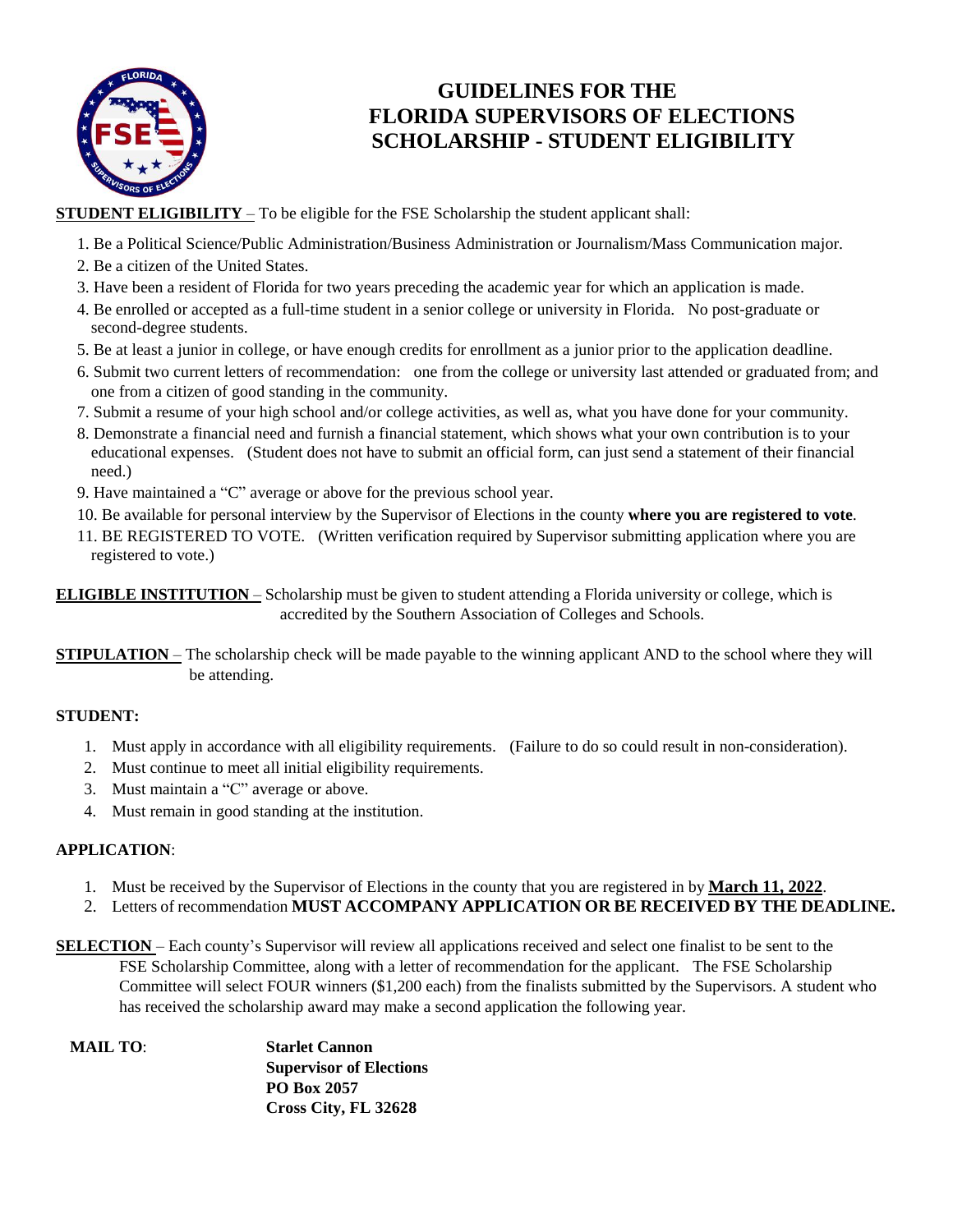# GUIDELINES FOR THE FLORIDA SUPERVISORS OF ELECTIONS SCHOLARSHIP - STUDENT ELIGIBILITY

**STUDENT ELIGIBILITY** – To be eligible for the FSE Scholarship the student applicant shall:

1. Be a Political Science/Public Administration/Business Administration or Journalism/Mass Communication major.
2. Be a citizen of the United States.
3. Have been a resident of Florida for two years preceding the academic year for which an application is made.
4. Be enrolled or accepted as a full-time student in a senior college or university in Florida. No post-graduate or second-degree students.
5. Be at least a junior in college, or have enough credits for enrollment as a junior prior to the application deadline.
6. Submit two current letters of recommendation: one from the college or university last attended or graduated from; and one from a citizen of good standing in the community.
7. Submit a resume of your high school and/or college activities, as well as, what you have done for your community.
8. Demonstrate a financial need and furnish a financial statement, which shows what your own contribution is to your educational expenses. (Student does not have to submit an official form, can just send a statement of their financial need.)
9. Have maintained a "C" average or above for the previous school year.
10. Be available for personal interview by the Supervisor of Elections in the county **where you are registered to vote**.
11. BE REGISTERED TO VOTE. (Written verification required by Supervisor submitting application where you are registered to vote.)

**ELIGIBLE INSTITUTION** – Scholarship must be given to student attending a Florida university or college, which is accredited by the Southern Association of Colleges and Schools.

**STIPULATION** – The scholarship check will be made payable to the winning applicant AND to the school where they will be attending.

**STUDENT:**

1. Must apply in accordance with all eligibility requirements. (Failure to do so could result in non-consideration).
2. Must continue to meet all initial eligibility requirements.
3. Must maintain a "C" average or above.
4. Must remain in good standing at the institution.

**APPLICATION**:

1. Must be received by the Supervisor of Elections in the county that you are registered in by **March 11, 2022**.
2. Letters of recommendation **MUST ACCOMPANY APPLICATION OR BE RECEIVED BY THE DEADLINE.**

**SELECTION** – Each county's Supervisor will review all applications received and select one finalist to be sent to the FSE Scholarship Committee, along with a letter of recommendation for the applicant. The FSE Scholarship Committee will select FOUR winners ($1,200 each) from the finalists submitted by the Supervisors. A student who has received the scholarship award may make a second application the following year.

**MAIL TO**:

**Starlet Cannon**
**Supervisor of Elections**
**PO Box 2057**
**Cross City, FL 32628**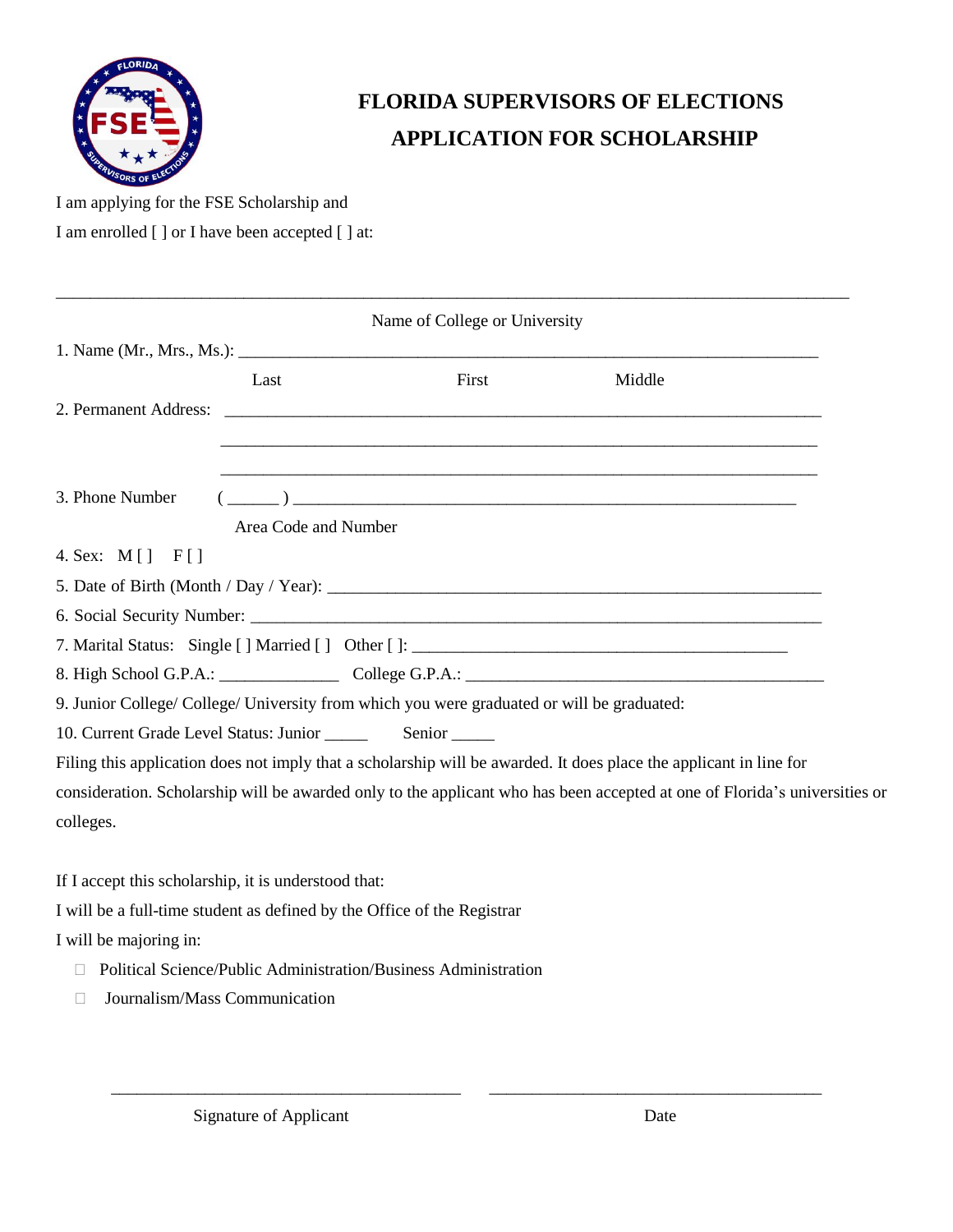# FLORIDA SUPERVISORS OF ELECTIONS
# APPLICATION FOR SCHOLARSHIP

I am applying for the FSE Scholarship and

I am enrolled [ ] or I have been accepted [ ] at:

______________________________________________________________________________

Name of College or University

1. Name (Mr., Mrs., Ms.): ___________________________________________________________

   Last First Middle

2. Permanent Address: ___________________________________________________________

   ___________________________________________________________

   ___________________________________________________________

3. Phone Number ( ______ ) ___________________________________________________

   Area Code and Number

4. Sex: M [ ] F [ ]

5. Date of Birth (Month / Day / Year): _______________________________________________

6. Social Security Number: _______________________________________________________

7. Marital Status: Single [ ] Married [ ] Other [ ]: ___________________________________

8. High School G.P.A.: ______________ College G.P.A.: ___________________________________

9. Junior College/ College/ University from which you were graduated or will be graduated:

10. Current Grade Level Status: Junior _____ Senior _____

Filing this application does not imply that a scholarship will be awarded. It does place the applicant in line for consideration. Scholarship will be awarded only to the applicant who has been accepted at one of Florida's universities or colleges.

If I accept this scholarship, it is understood that:

I will be a full-time student as defined by the Office of the Registrar

I will be majoring in:

- ☐ Political Science/Public Administration/Business Administration
- ☐ Journalism/Mass Communication

_________________________________________ _________________________________________

Signature of Applicant Date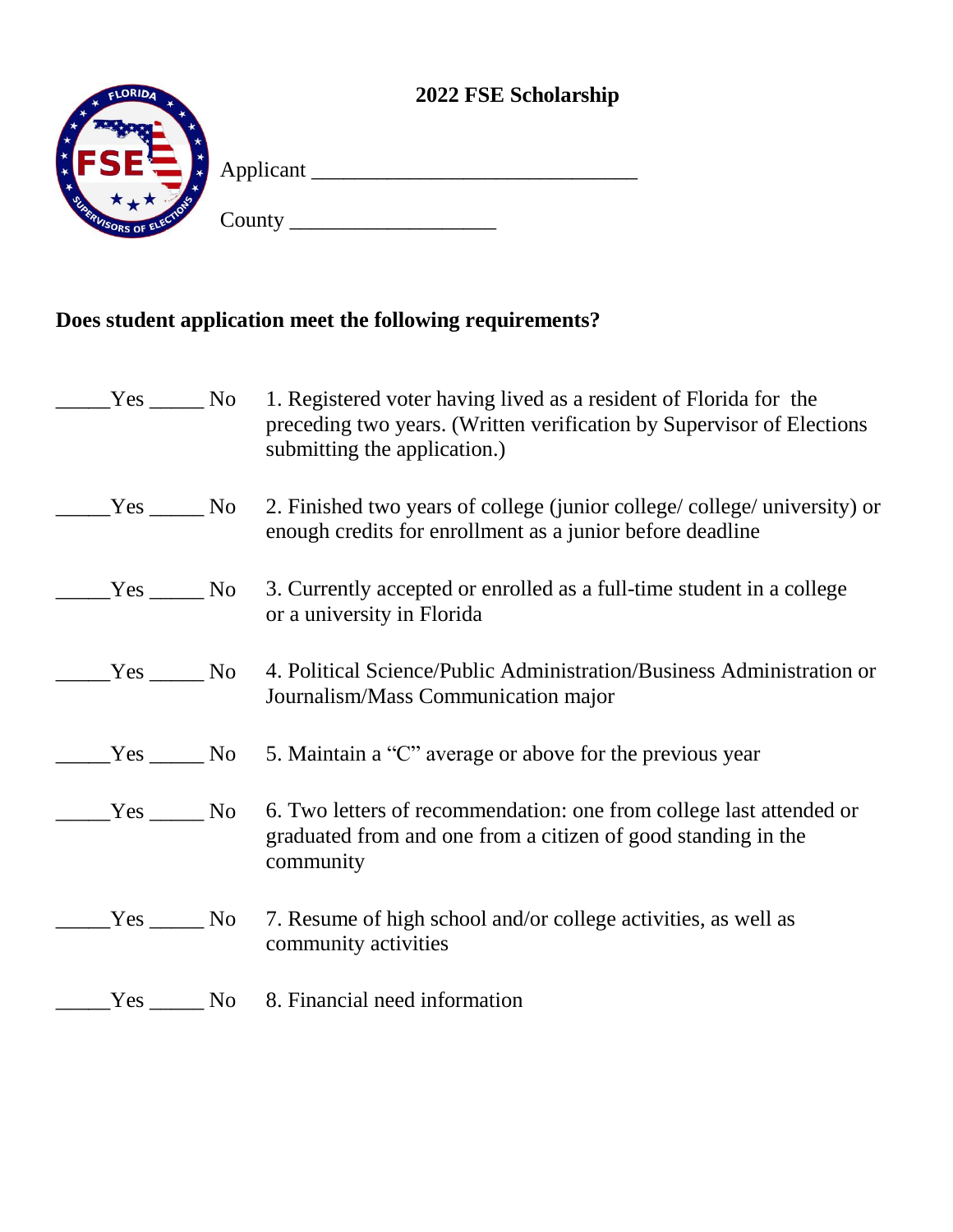## 2022 FSE Scholarship

Applicant ______________________________

County ___________________

**Does student application meet the following requirements?**

_____Yes _____ No 1. Registered voter having lived as a resident of Florida for the preceding two years. (Written verification by Supervisor of Elections submitting the application.)

_____Yes _____ No 2. Finished two years of college (junior college/ college/ university) or enough credits for enrollment as a junior before deadline

_____Yes _____ No 3. Currently accepted or enrolled as a full-time student in a college or a university in Florida

_____Yes _____ No 4. Political Science/Public Administration/Business Administration or Journalism/Mass Communication major

_____Yes _____ No 5. Maintain a "C" average or above for the previous year

_____Yes _____ No 6. Two letters of recommendation: one from college last attended or graduated from and one from a citizen of good standing in the community

_____Yes _____ No 7. Resume of high school and/or college activities, as well as community activities

_____Yes _____ No 8. Financial need information